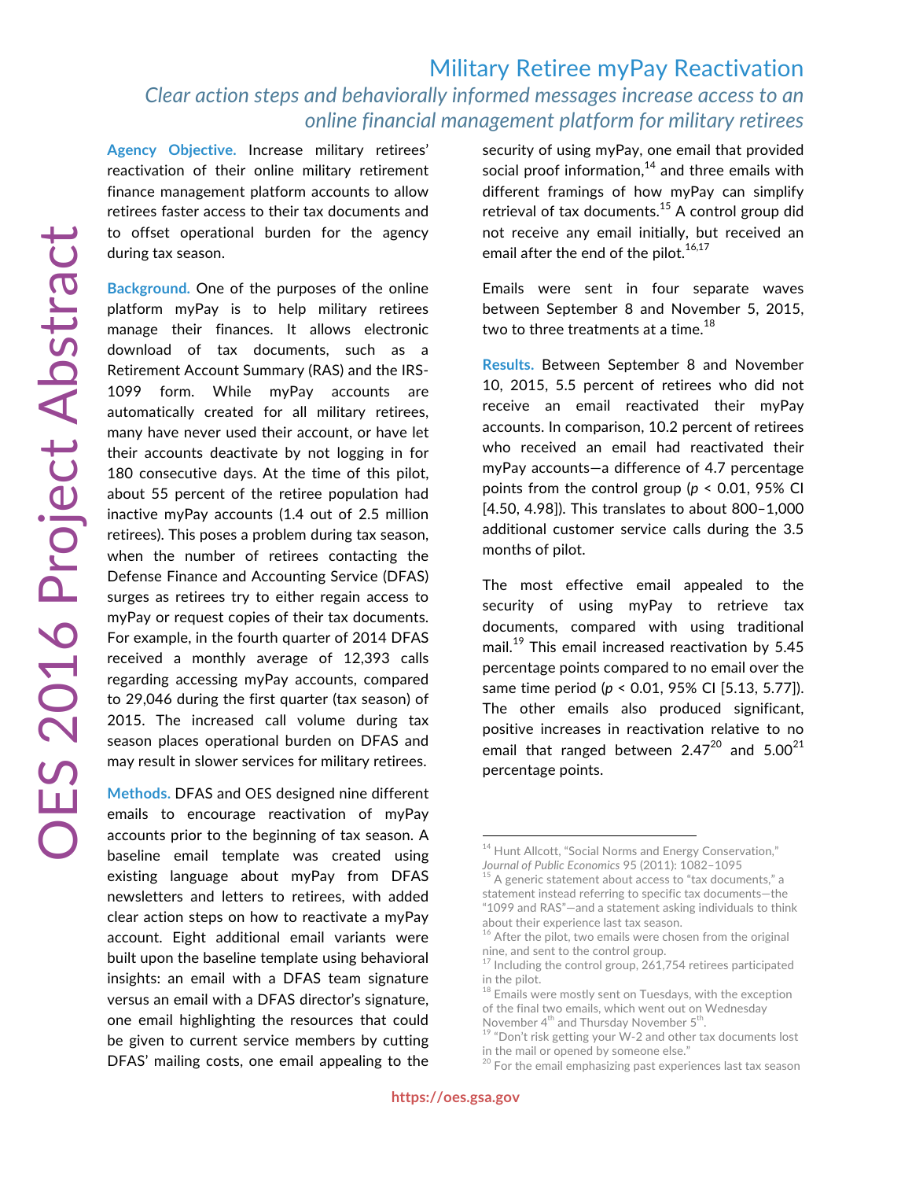# Military Retiree myPay Reactivation

*Clear action steps and behaviorally informed messages increase access to an online financial management platform for military retirees*

OES 2016 Project Abstract

**Agency Objective.** Increase military retirees' reactivation of their online military retirement finance management platform accounts to allow retirees faster access to their tax documents and to offset operational burden for the agency during tax season.

**Background.** One of the purposes of the online platform myPay is to help military retirees manage their finances. It allows electronic download of tax documents, such as a Retirement Account Summary (RAS) and the IRS-1099 form. While myPay accounts are automatically created for all military retirees, many have never used their account, or have let their accounts deactivate by not logging in for 180 consecutive days. At the time of this pilot, about 55 percent of the retiree population had inactive myPay accounts (1.4 out of 2.5 million retirees). This poses a problem during tax season, when the number of retirees contacting the Defense Finance and Accounting Service (DFAS) surges as retirees try to either regain access to myPay or request copies of their tax documents. For example, in the fourth quarter of 2014 DFAS received a monthly average of 12,393 calls regarding accessing myPay accounts, compared to 29,046 during the first quarter (tax season) of 2015. The increased call volume during tax season places operational burden on DFAS and may result in slower services for military retirees.

**Methods.** DFAS and OES designed nine different emails to encourage reactivation of myPay accounts prior to the beginning of tax season. A baseline email template was created using existing language about myPay from DFAS newsletters and letters to retirees, with added clear action steps on how to reactivate a myPay account. Eight additional email variants were built upon the baseline template using behavioral insights: an email with a DFAS team signature versus an email with a DFAS director's signature, one email highlighting the resources that could be given to current service members by cutting DFAS' mailing costs, one email appealing to the security of using myPay, one email that provided social proof information,[14] and three emails with different framings of how myPay can simplify retrieval of tax documents.[15] A control group did not receive any email initially, but received an email after the end of the pilot.[16,17]

Emails were sent in four separate waves between September 8 and November 5, 2015, two to three treatments at a time.[18]

**Results.** Between September 8 and November 10, 2015, 5.5 percent of retirees who did not receive an email reactivated their myPay accounts. In comparison, 10.2 percent of retirees who received an email had reactivated their myPay accounts—a difference of 4.7 percentage points from the control group ($p < 0.01$, 95% CI [4.50, 4.98]). This translates to about 800–1,000 additional customer service calls during the 3.5 months of pilot.

The most effective email appealed to the security of using myPay to retrieve tax documents, compared with using traditional mail.[19] This email increased reactivation by 5.45 percentage points compared to no email over the same time period ($p < 0.01$, 95% CI [5.13, 5.77]). The other emails also produced significant, positive increases in reactivation relative to no email that ranged between 2.47[20] and 5.00[21] percentage points.

---

[14] Hunt Allcott, "Social Norms and Energy Conservation," *Journal of Public Economics* 95 (2011): 1082–1095

[15] A generic statement about access to "tax documents," a statement instead referring to specific tax documents—the "1099 and RAS"—and a statement asking individuals to think about their experience last tax season.

[16] After the pilot, two emails were chosen from the original nine, and sent to the control group.

[17] Including the control group, 261,754 retirees participated in the pilot.

[18] Emails were mostly sent on Tuesdays, with the exception of the final two emails, which went out on Wednesday November 4th and Thursday November 5th.

[19] "Don't risk getting your W-2 and other tax documents lost in the mail or opened by someone else."

[20] For the email emphasizing past experiences last tax season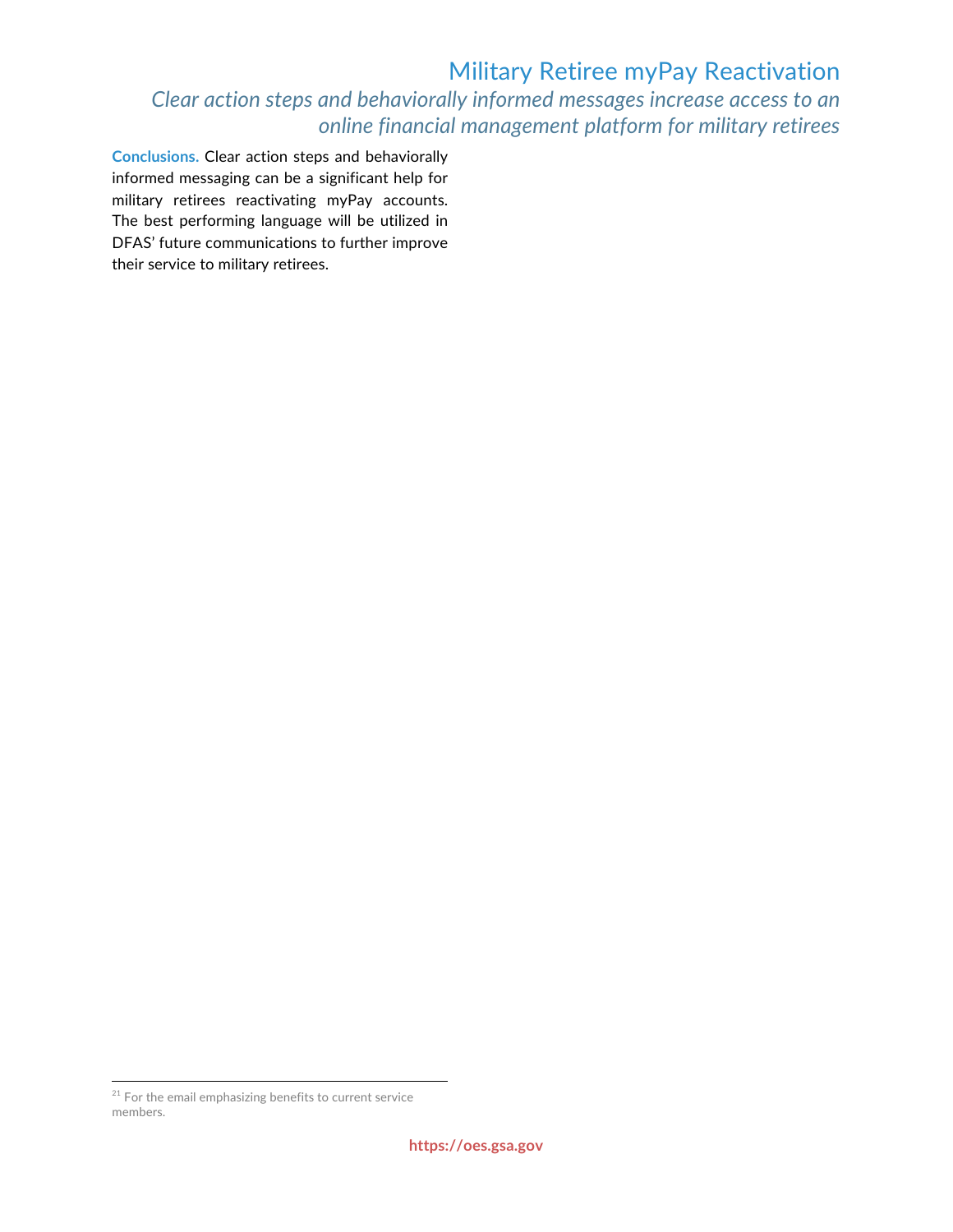# Military Retiree myPay Reactivation

*Clear action steps and behaviorally informed messages increase access to an online financial management platform for military retirees*

**Conclusions.** Clear action steps and behaviorally informed messaging can be a significant help for military retirees reactivating myPay accounts. The best performing language will be utilized in DFAS' future communications to further improve their service to military retirees.

---

[21] For the email emphasizing benefits to current service members.